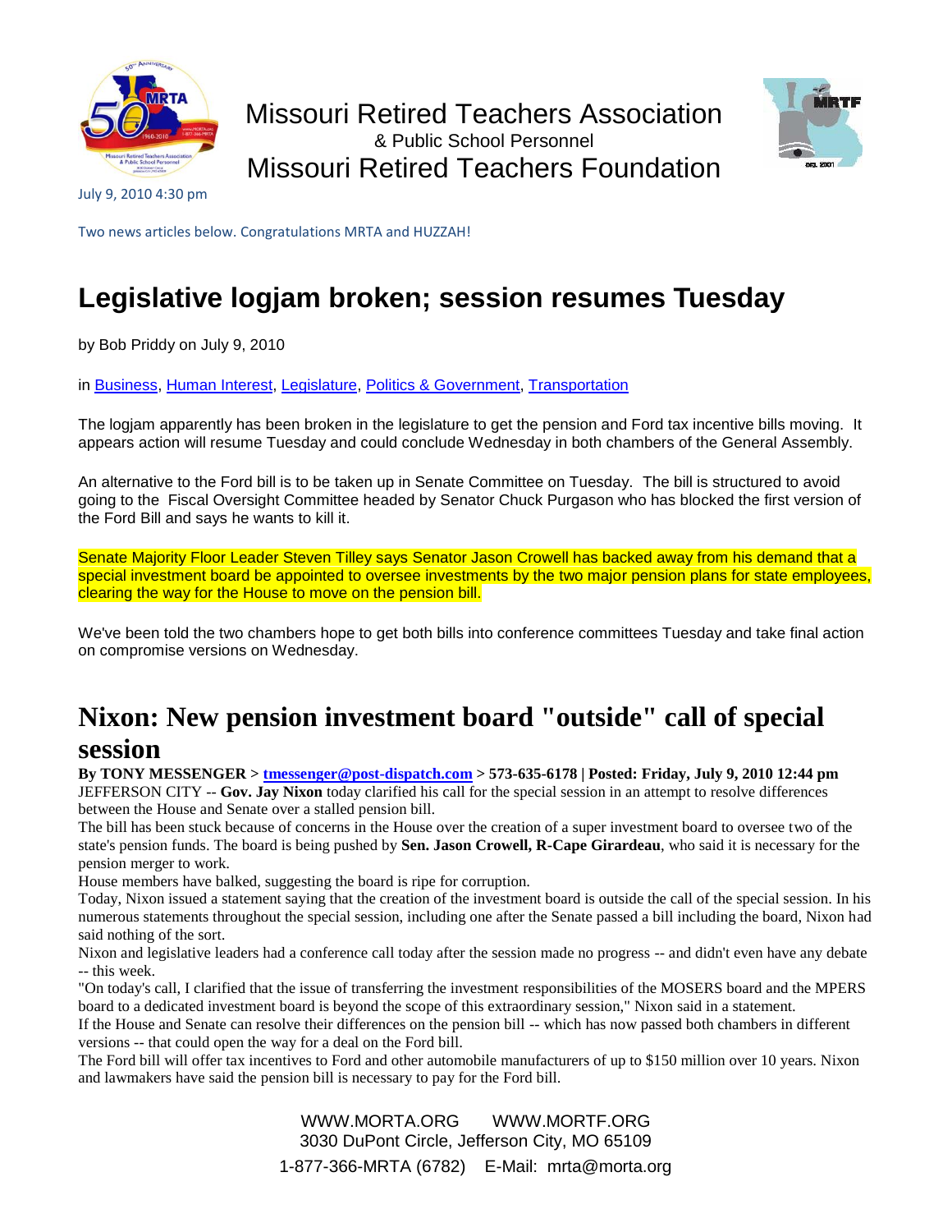Missouri Retired Teachers Association
& Public School Personnel
Missouri Retired Teachers Foundation

July 9, 2010 4:30 pm

Two news articles below. Congratulations MRTA and HUZZAH!

# Legislative logjam broken; session resumes Tuesday

by Bob Priddy on July 9, 2010

in Business, Human Interest, Legislature, Politics & Government, Transportation

The logjam apparently has been broken in the legislature to get the pension and Ford tax incentive bills moving. It appears action will resume Tuesday and could conclude Wednesday in both chambers of the General Assembly.

An alternative to the Ford bill is to be taken up in Senate Committee on Tuesday. The bill is structured to avoid going to the Fiscal Oversight Committee headed by Senator Chuck Purgason who has blocked the first version of the Ford Bill and says he wants to kill it.

Senate Majority Floor Leader Steven Tilley says Senator Jason Crowell has backed away from his demand that a special investment board be appointed to oversee investments by the two major pension plans for state employees, clearing the way for the House to move on the pension bill.

We've been told the two chambers hope to get both bills into conference committees Tuesday and take final action on compromise versions on Wednesday.

# Nixon: New pension investment board "outside" call of special session

**By TONY MESSENGER > tmessenger@post-dispatch.com > 573-635-6178 | Posted: Friday, July 9, 2010 12:44 pm**

JEFFERSON CITY -- **Gov. Jay Nixon** today clarified his call for the special session in an attempt to resolve differences between the House and Senate over a stalled pension bill.

The bill has been stuck because of concerns in the House over the creation of a super investment board to oversee two of the state's pension funds. The board is being pushed by **Sen. Jason Crowell, R-Cape Girardeau**, who said it is necessary for the pension merger to work.

House members have balked, suggesting the board is ripe for corruption.

Today, Nixon issued a statement saying that the creation of the investment board is outside the call of the special session. In his numerous statements throughout the special session, including one after the Senate passed a bill including the board, Nixon had said nothing of the sort.

Nixon and legislative leaders had a conference call today after the session made no progress -- and didn't even have any debate -- this week.

"On today's call, I clarified that the issue of transferring the investment responsibilities of the MOSERS board and the MPERS board to a dedicated investment board is beyond the scope of this extraordinary session," Nixon said in a statement.

If the House and Senate can resolve their differences on the pension bill -- which has now passed both chambers in different versions -- that could open the way for a deal on the Ford bill.

The Ford bill will offer tax incentives to Ford and other automobile manufacturers of up to $150 million over 10 years. Nixon and lawmakers have said the pension bill is necessary to pay for the Ford bill.

WWW.MORTA.ORG WWW.MORTF.ORG
3030 DuPont Circle, Jefferson City, MO 65109
1-877-366-MRTA (6782) E-Mail: mrta@morta.org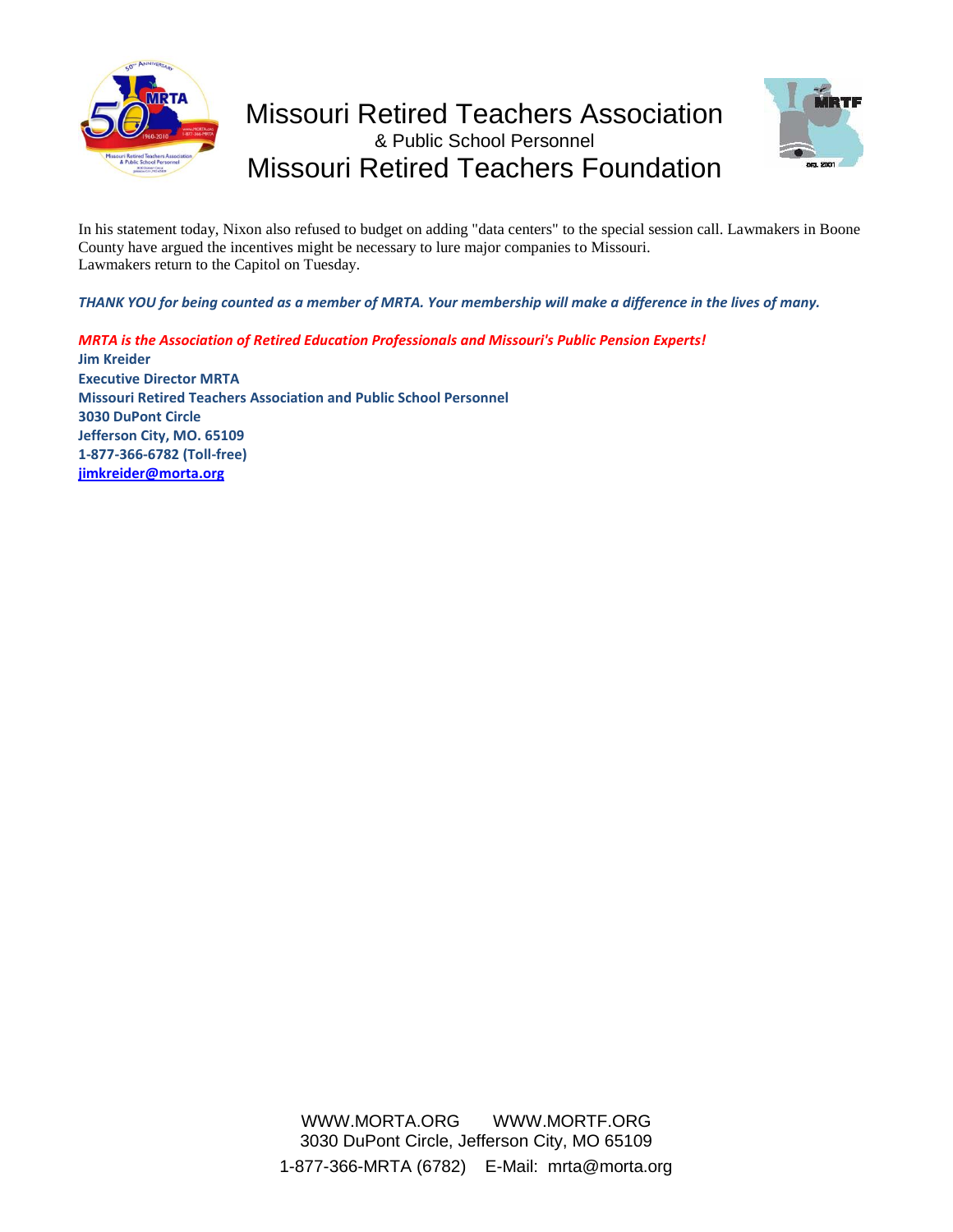# Missouri Retired Teachers Association

& Public School Personnel

# Missouri Retired Teachers Foundation

In his statement today, Nixon also refused to budget on adding "data centers" to the special session call. Lawmakers in Boone County have argued the incentives might be necessary to lure major companies to Missouri.
Lawmakers return to the Capitol on Tuesday.

***THANK YOU for being counted as a member of MRTA. Your membership will make a difference in the lives of many.***

***MRTA is the Association of Retired Education Professionals and Missouri's Public Pension Experts!***

**Jim Kreider**
**Executive Director MRTA**
**Missouri Retired Teachers Association and Public School Personnel**
**3030 DuPont Circle**
**Jefferson City, MO. 65109**
**1-877-366-6782 (Toll-free)**
**jimkreider@morta.org**

WWW.MORTA.ORG WWW.MORTF.ORG
3030 DuPont Circle, Jefferson City, MO 65109
1-877-366-MRTA (6782) E-Mail: mrta@morta.org